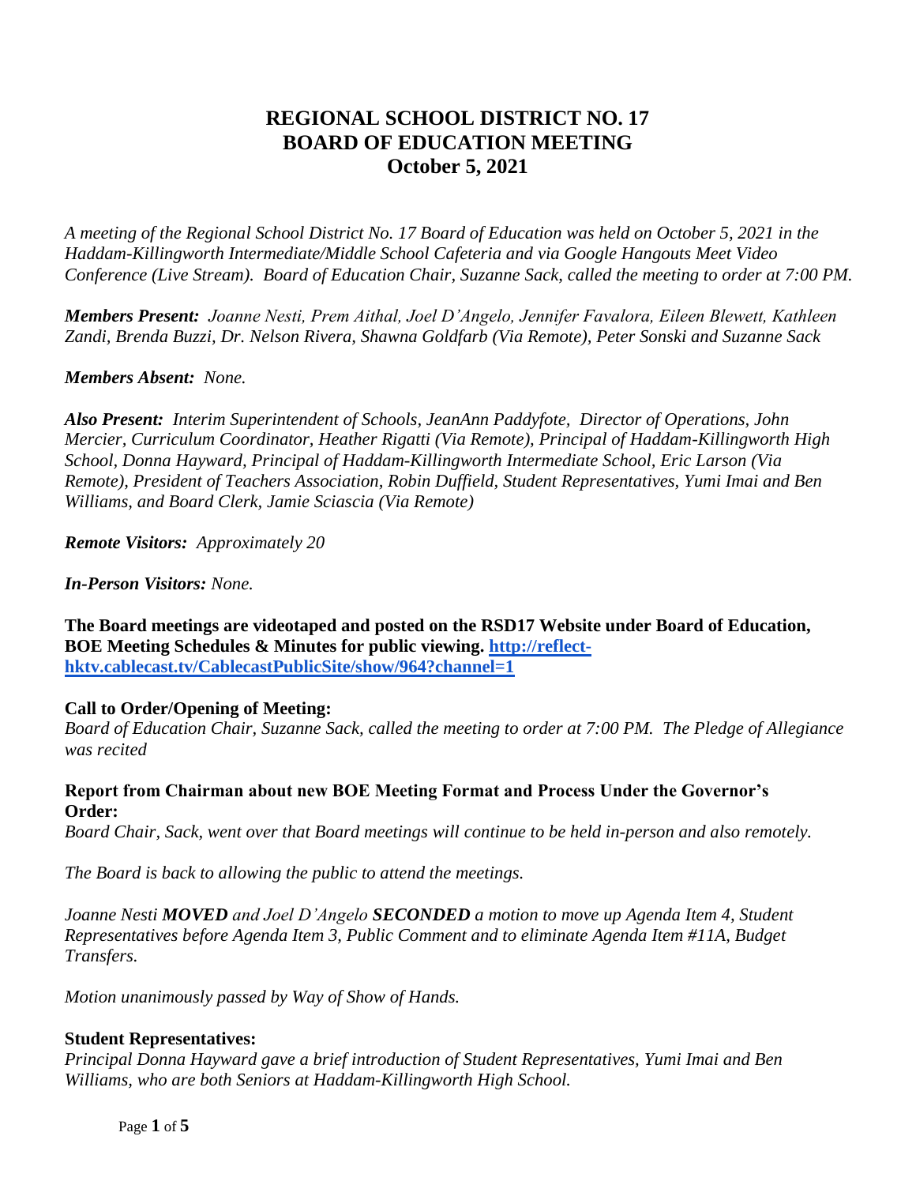# REGIONAL SCHOOL DISTRICT NO. 17
# BOARD OF EDUCATION MEETING
# October 5, 2021

*A meeting of the Regional School District No. 17 Board of Education was held on October 5, 2021 in the Haddam-Killingworth Intermediate/Middle School Cafeteria and via Google Hangouts Meet Video Conference (Live Stream). Board of Education Chair, Suzanne Sack, called the meeting to order at 7:00 PM.*

***Members Present:*** *Joanne Nesti, Prem Aithal, Joel D'Angelo, Jennifer Favalora, Eileen Blewett, Kathleen Zandi, Brenda Buzzi, Dr. Nelson Rivera, Shawna Goldfarb (Via Remote), Peter Sonski and Suzanne Sack*

***Members Absent:*** *None.*

***Also Present:*** *Interim Superintendent of Schools, JeanAnn Paddyfote, Director of Operations, John Mercier, Curriculum Coordinator, Heather Rigatti (Via Remote), Principal of Haddam-Killingworth High School, Donna Hayward, Principal of Haddam-Killingworth Intermediate School, Eric Larson (Via Remote), President of Teachers Association, Robin Duffield, Student Representatives, Yumi Imai and Ben Williams, and Board Clerk, Jamie Sciascia (Via Remote)*

***Remote Visitors:*** *Approximately 20*

***In-Person Visitors:*** *None.*

**The Board meetings are videotaped and posted on the RSD17 Website under Board of Education, BOE Meeting Schedules & Minutes for public viewing. [http://reflect-hktv.cablecast.tv/CablecastPublicSite/show/964?channel=1](http://reflect-hktv.cablecast.tv/CablecastPublicSite/show/964?channel=1)**

**Call to Order/Opening of Meeting:**

*Board of Education Chair, Suzanne Sack, called the meeting to order at 7:00 PM. The Pledge of Allegiance was recited*

**Report from Chairman about new BOE Meeting Format and Process Under the Governor's Order:**

*Board Chair, Sack, went over that Board meetings will continue to be held in-person and also remotely.*

*The Board is back to allowing the public to attend the meetings.*

*Joanne Nesti **MOVED** and Joel D'Angelo **SECONDED** a motion to move up Agenda Item 4, Student Representatives before Agenda Item 3, Public Comment and to eliminate Agenda Item #11A, Budget Transfers.*

*Motion unanimously passed by Way of Show of Hands.*

**Student Representatives:**

*Principal Donna Hayward gave a brief introduction of Student Representatives, Yumi Imai and Ben Williams, who are both Seniors at Haddam-Killingworth High School.*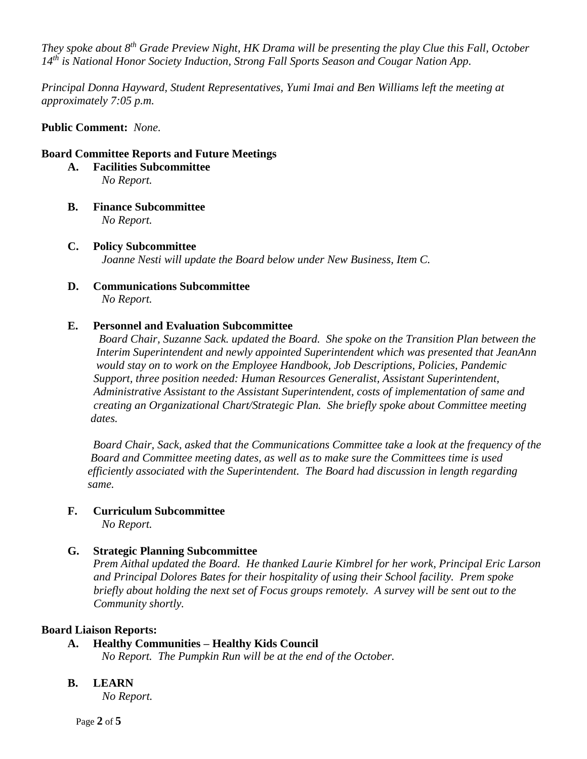*They spoke about 8th Grade Preview Night, HK Drama will be presenting the play Clue this Fall, October 14th is National Honor Society Induction, Strong Fall Sports Season and Cougar Nation App.*

*Principal Donna Hayward, Student Representatives, Yumi Imai and Ben Williams left the meeting at approximately 7:05 p.m.*

**Public Comment:** *None.*

**Board Committee Reports and Future Meetings**

**A. Facilities Subcommittee**
*No Report.*

**B. Finance Subcommittee**
*No Report.*

**C. Policy Subcommittee**
*Joanne Nesti will update the Board below under New Business, Item C.*

**D. Communications Subcommittee**
*No Report.*

**E. Personnel and Evaluation Subcommittee**
*Board Chair, Suzanne Sack. updated the Board. She spoke on the Transition Plan between the Interim Superintendent and newly appointed Superintendent which was presented that JeanAnn would stay on to work on the Employee Handbook, Job Descriptions, Policies, Pandemic Support, three position needed: Human Resources Generalist, Assistant Superintendent, Administrative Assistant to the Assistant Superintendent, costs of implementation of same and creating an Organizational Chart/Strategic Plan. She briefly spoke about Committee meeting dates.*

*Board Chair, Sack, asked that the Communications Committee take a look at the frequency of the Board and Committee meeting dates, as well as to make sure the Committees time is used efficiently associated with the Superintendent. The Board had discussion in length regarding same.*

**F. Curriculum Subcommittee**
*No Report.*

**G. Strategic Planning Subcommittee**
*Prem Aithal updated the Board. He thanked Laurie Kimbrel for her work, Principal Eric Larson and Principal Dolores Bates for their hospitality of using their School facility. Prem spoke briefly about holding the next set of Focus groups remotely. A survey will be sent out to the Community shortly.*

**Board Liaison Reports:**

**A. Healthy Communities – Healthy Kids Council**
*No Report. The Pumpkin Run will be at the end of the October.*

**B. LEARN**
*No Report.*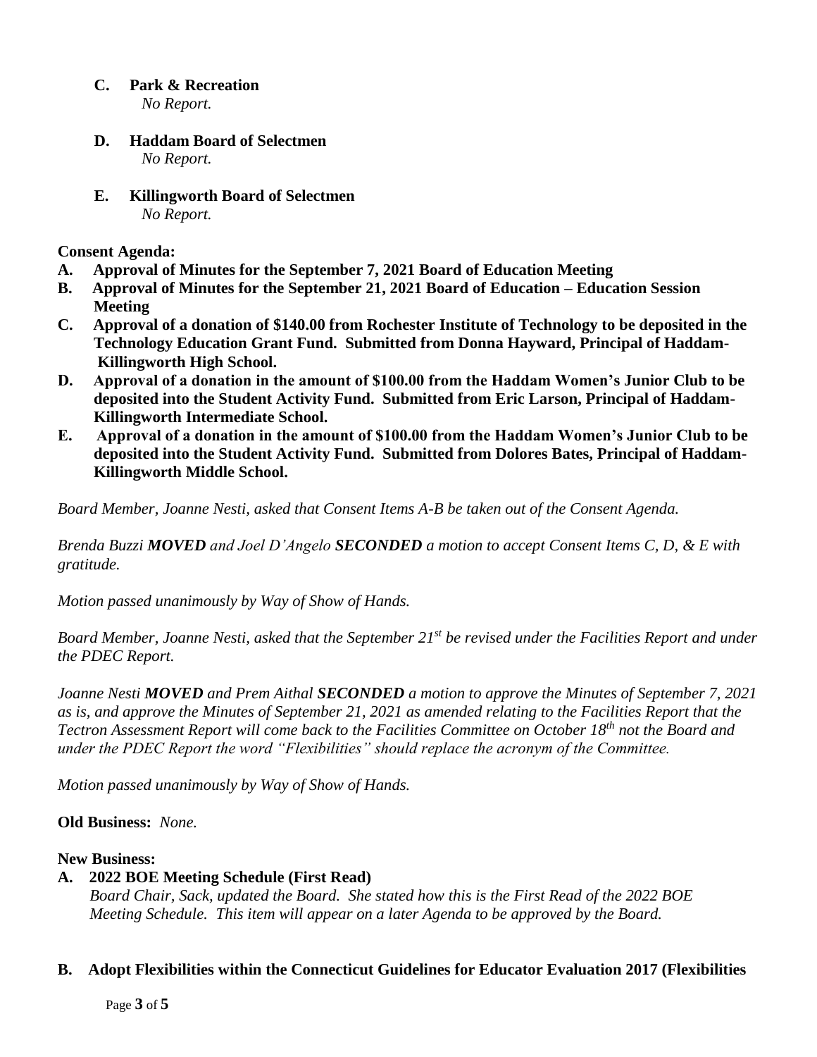**C. Park & Recreation**
*No Report.*

**D. Haddam Board of Selectmen**
*No Report.*

**E. Killingworth Board of Selectmen**
*No Report.*

**Consent Agenda:**

**A. Approval of Minutes for the September 7, 2021 Board of Education Meeting**

**B. Approval of Minutes for the September 21, 2021 Board of Education – Education Session Meeting**

**C. Approval of a donation of $140.00 from Rochester Institute of Technology to be deposited in the Technology Education Grant Fund. Submitted from Donna Hayward, Principal of Haddam-Killingworth High School.**

**D. Approval of a donation in the amount of $100.00 from the Haddam Women's Junior Club to be deposited into the Student Activity Fund. Submitted from Eric Larson, Principal of Haddam-Killingworth Intermediate School.**

**E. Approval of a donation in the amount of $100.00 from the Haddam Women's Junior Club to be deposited into the Student Activity Fund. Submitted from Dolores Bates, Principal of Haddam-Killingworth Middle School.**

*Board Member, Joanne Nesti, asked that Consent Items A-B be taken out of the Consent Agenda.*

*Brenda Buzzi* ***MOVED*** *and Joel D'Angelo* ***SECONDED*** *a motion to accept Consent Items C, D, & E with gratitude.*

*Motion passed unanimously by Way of Show of Hands.*

*Board Member, Joanne Nesti, asked that the September 21st be revised under the Facilities Report and under the PDEC Report.*

*Joanne Nesti* ***MOVED*** *and Prem Aithal* ***SECONDED*** *a motion to approve the Minutes of September 7, 2021 as is, and approve the Minutes of September 21, 2021 as amended relating to the Facilities Report that the Tectron Assessment Report will come back to the Facilities Committee on October 18th not the Board and under the PDEC Report the word "Flexibilities" should replace the acronym of the Committee.*

*Motion passed unanimously by Way of Show of Hands.*

**Old Business:** *None.*

**New Business:**

**A. 2022 BOE Meeting Schedule (First Read)**
*Board Chair, Sack, updated the Board. She stated how this is the First Read of the 2022 BOE Meeting Schedule. This item will appear on a later Agenda to be approved by the Board.*

**B. Adopt Flexibilities within the Connecticut Guidelines for Educator Evaluation 2017 (Flexibilities**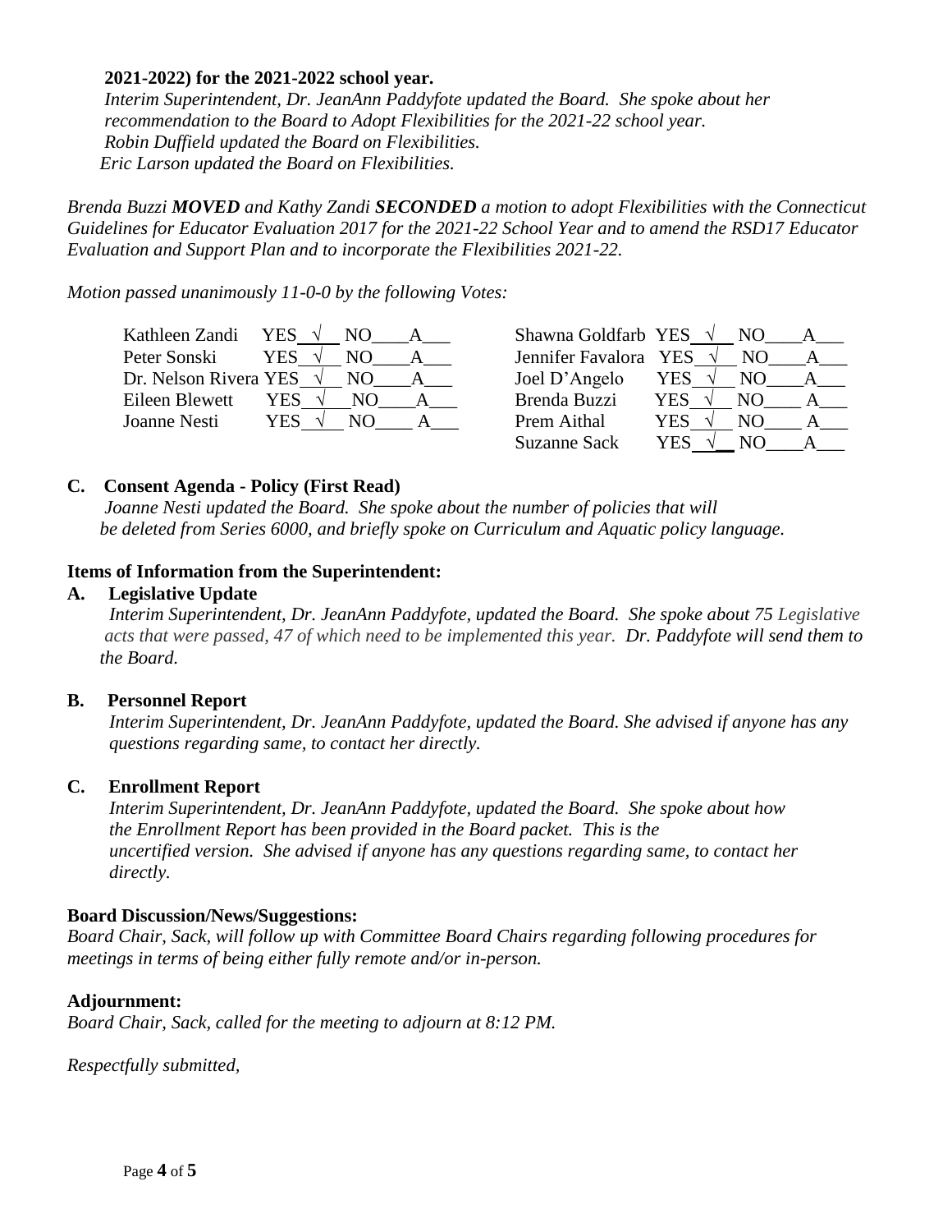**2021-2022) for the 2021-2022 school year.**

*Interim Superintendent, Dr. JeanAnn Paddyfote updated the Board. She spoke about her recommendation to the Board to Adopt Flexibilities for the 2021-22 school year.*
*Robin Duffield updated the Board on Flexibilities.*
*Eric Larson updated the Board on Flexibilities.*

*Brenda Buzzi **MOVED** and Kathy Zandi **SECONDED** a motion to adopt Flexibilities with the Connecticut Guidelines for Educator Evaluation 2017 for the 2021-22 School Year and to amend the RSD17 Educator Evaluation and Support Plan and to incorporate the Flexibilities 2021-22.*

*Motion passed unanimously 11-0-0 by the following Votes:*

| Name | YES | NO | A |
|---|---|---|---|
| Kathleen Zandi | √ | | |
| Peter Sonski | √ | | |
| Dr. Nelson Rivera | √ | | |
| Eileen Blewett | √ | | |
| Joanne Nesti | √ | | |
| Shawna Goldfarb | √ | | |
| Jennifer Favalora | √ | | |
| Joel D'Angelo | √ | | |
| Brenda Buzzi | √ | | |
| Prem Aithal | √ | | |
| Suzanne Sack | √ | | |

## C. Consent Agenda - Policy (First Read)

*Joanne Nesti updated the Board. She spoke about the number of policies that will be deleted from Series 6000, and briefly spoke on Curriculum and Aquatic policy language.*

## Items of Information from the Superintendent:

### A. Legislative Update

*Interim Superintendent, Dr. JeanAnn Paddyfote, updated the Board. She spoke about 75 Legislative acts that were passed, 47 of which need to be implemented this year. Dr. Paddyfote will send them to the Board.*

### B. Personnel Report

*Interim Superintendent, Dr. JeanAnn Paddyfote, updated the Board. She advised if anyone has any questions regarding same, to contact her directly.*

### C. Enrollment Report

*Interim Superintendent, Dr. JeanAnn Paddyfote, updated the Board. She spoke about how the Enrollment Report has been provided in the Board packet. This is the uncertified version. She advised if anyone has any questions regarding same, to contact her directly.*

## Board Discussion/News/Suggestions:

*Board Chair, Sack, will follow up with Committee Board Chairs regarding following procedures for meetings in terms of being either fully remote and/or in-person.*

## Adjournment:

*Board Chair, Sack, called for the meeting to adjourn at 8:12 PM.*

*Respectfully submitted,*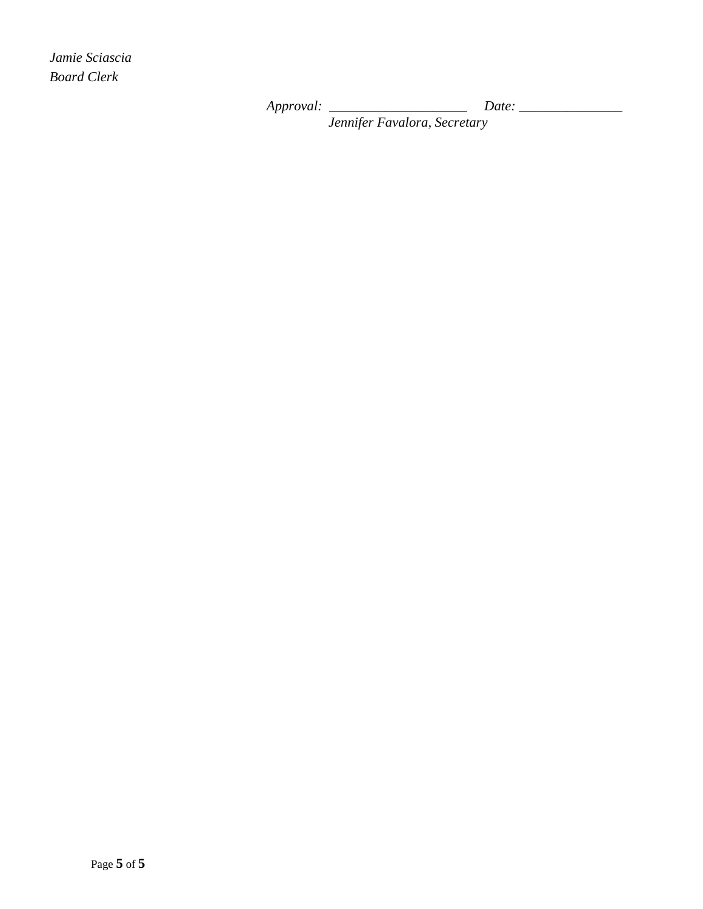*Jamie Sciascia*
*Board Clerk*

*Approval:* ____________________ *Date:* _______________
*Jennifer Favalora, Secretary*